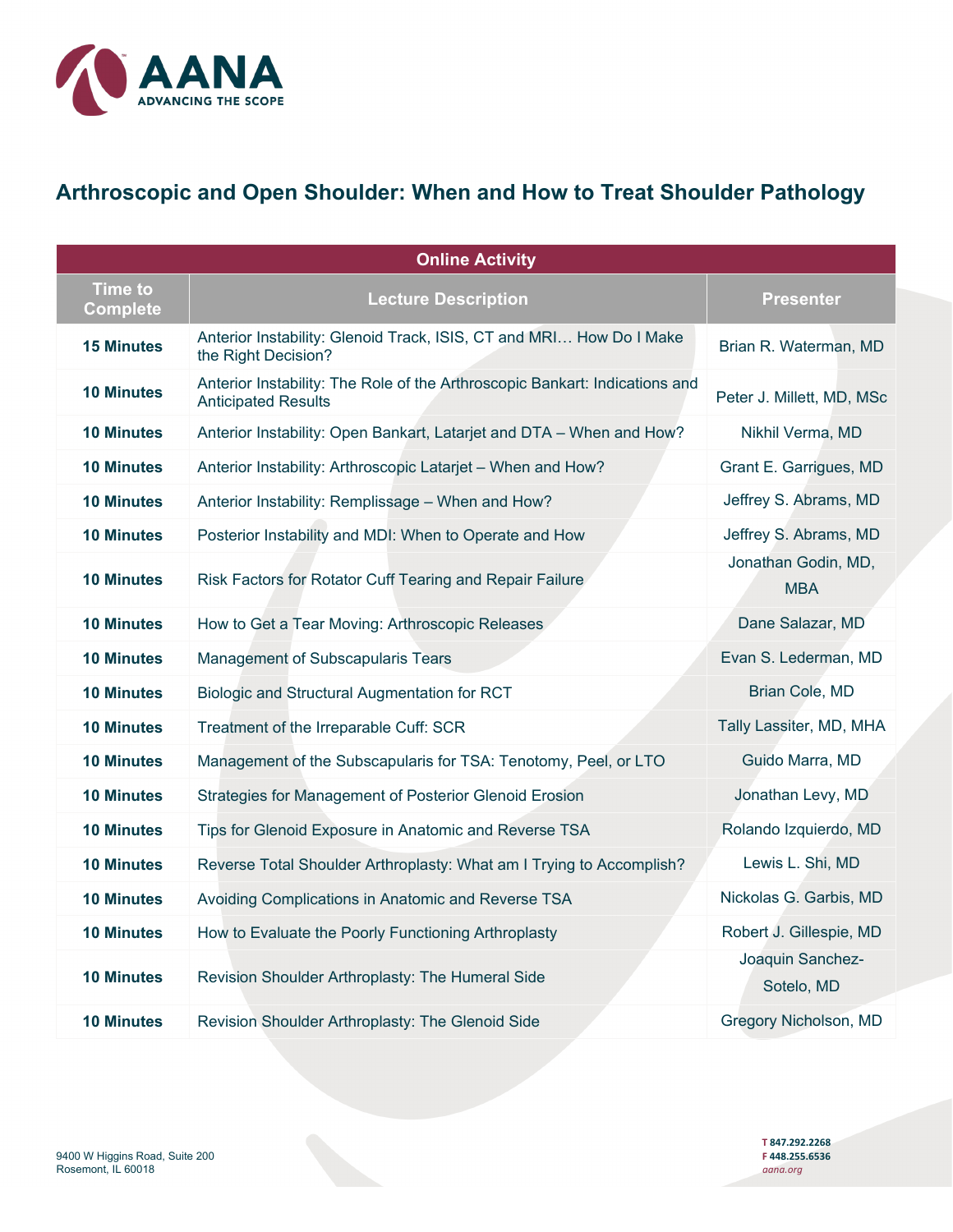# Arthroscopic and Open Shoulder: When and How to Treat Shoulder Pathology

| Online Activity | | |
|---|---|---|
| **Time to Complete** | **Lecture Description** | **Presenter** |
| **15 Minutes** | Anterior Instability: Glenoid Track, ISIS, CT and MRI… How Do I Make the Right Decision? | Brian R. Waterman, MD |
| **10 Minutes** | Anterior Instability: The Role of the Arthroscopic Bankart: Indications and Anticipated Results | Peter J. Millett, MD, MSc |
| **10 Minutes** | Anterior Instability: Open Bankart, Latarjet and DTA – When and How? | Nikhil Verma, MD |
| **10 Minutes** | Anterior Instability: Arthroscopic Latarjet – When and How? | Grant E. Garrigues, MD |
| **10 Minutes** | Anterior Instability: Remplissage – When and How? | Jeffrey S. Abrams, MD |
| **10 Minutes** | Posterior Instability and MDI: When to Operate and How | Jeffrey S. Abrams, MD |
| **10 Minutes** | Risk Factors for Rotator Cuff Tearing and Repair Failure | Jonathan Godin, MD, MBA |
| **10 Minutes** | How to Get a Tear Moving: Arthroscopic Releases | Dane Salazar, MD |
| **10 Minutes** | Management of Subscapularis Tears | Evan S. Lederman, MD |
| **10 Minutes** | Biologic and Structural Augmentation for RCT | Brian Cole, MD |
| **10 Minutes** | Treatment of the Irreparable Cuff: SCR | Tally Lassiter, MD, MHA |
| **10 Minutes** | Management of the Subscapularis for TSA: Tenotomy, Peel, or LTO | Guido Marra, MD |
| **10 Minutes** | Strategies for Management of Posterior Glenoid Erosion | Jonathan Levy, MD |
| **10 Minutes** | Tips for Glenoid Exposure in Anatomic and Reverse TSA | Rolando Izquierdo, MD |
| **10 Minutes** | Reverse Total Shoulder Arthroplasty: What am I Trying to Accomplish? | Lewis L. Shi, MD |
| **10 Minutes** | Avoiding Complications in Anatomic and Reverse TSA | Nickolas G. Garbis, MD |
| **10 Minutes** | How to Evaluate the Poorly Functioning Arthroplasty | Robert J. Gillespie, MD |
| **10 Minutes** | Revision Shoulder Arthroplasty: The Humeral Side | Joaquin Sanchez-Sotelo, MD |
| **10 Minutes** | Revision Shoulder Arthroplasty: The Glenoid Side | Gregory Nicholson, MD |

9400 W Higgins Road, Suite 200
Rosemont, IL 60018

**T** 847.292.2268
**F** 448.255.6536
*aana.org*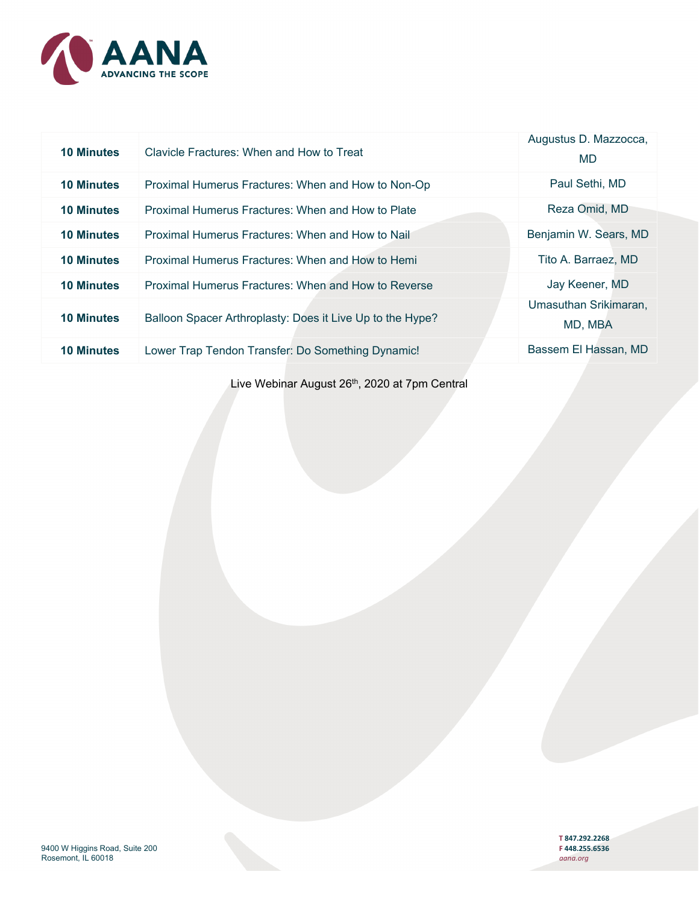| | | |
|---|---|---|
| **10 Minutes** | Clavicle Fractures: When and How to Treat | Augustus D. Mazzocca, MD |
| **10 Minutes** | Proximal Humerus Fractures: When and How to Non-Op | Paul Sethi, MD |
| **10 Minutes** | Proximal Humerus Fractures: When and How to Plate | Reza Omid, MD |
| **10 Minutes** | Proximal Humerus Fractures: When and How to Nail | Benjamin W. Sears, MD |
| **10 Minutes** | Proximal Humerus Fractures: When and How to Hemi | Tito A. Barraez, MD |
| **10 Minutes** | Proximal Humerus Fractures: When and How to Reverse | Jay Keener, MD |
| **10 Minutes** | Balloon Spacer Arthroplasty: Does it Live Up to the Hype? | Umasuthan Srikimaran, MD, MBA |
| **10 Minutes** | Lower Trap Tendon Transfer: Do Something Dynamic! | Bassem El Hassan, MD |

Live Webinar August 26th, 2020 at 7pm Central